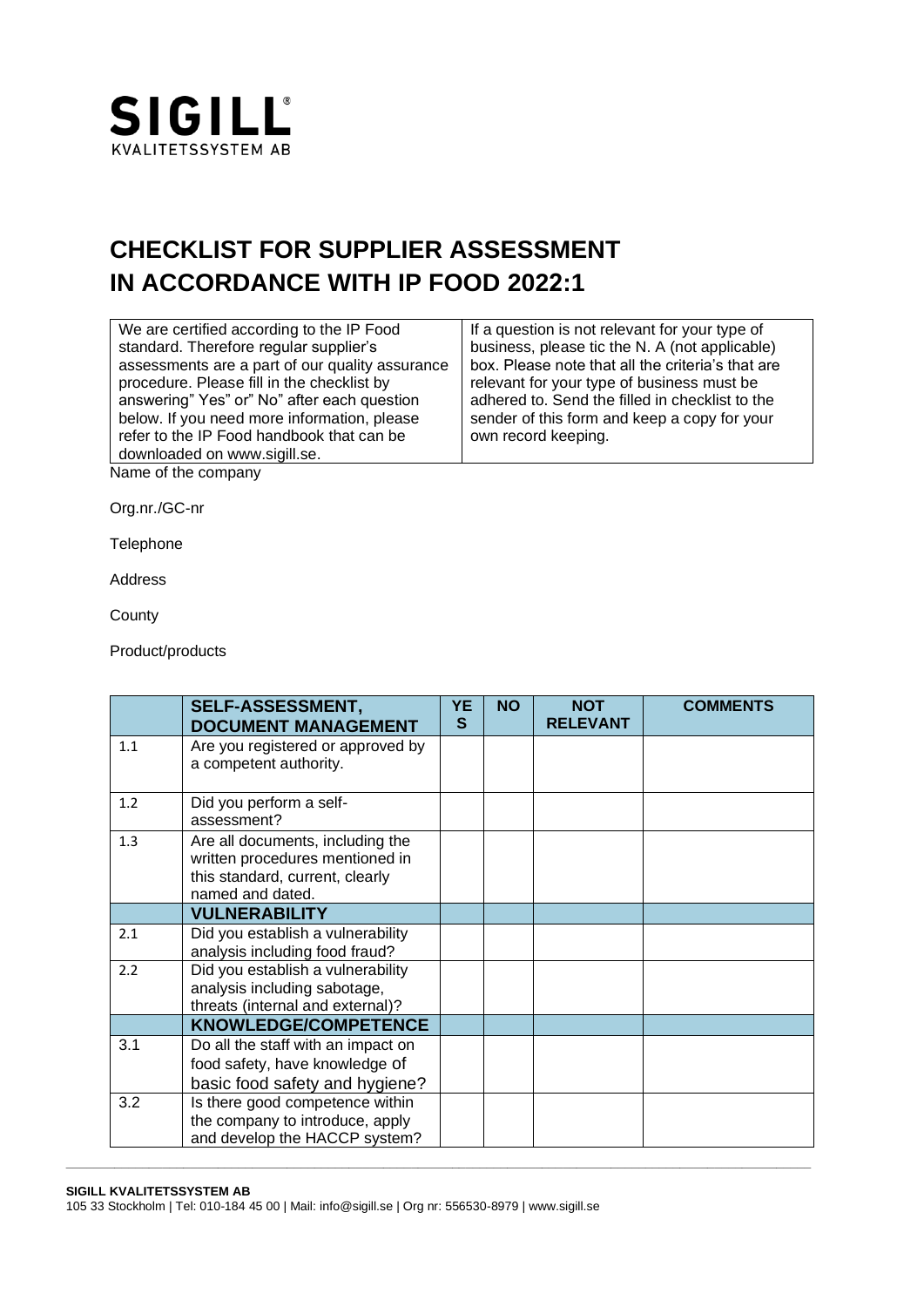SIGILL®
KVALITETSSYSTEM AB

# CHECKLIST FOR SUPPLIER ASSESSMENT IN ACCORDANCE WITH IP FOOD 2022:1

We are certified according to the IP Food standard. Therefore regular supplier's assessments are a part of our quality assurance procedure. Please fill in the checklist by answering" Yes" or" No" after each question below. If you need more information, please refer to the IP Food handbook that can be downloaded on www.sigill.se.

If a question is not relevant for your type of business, please tic the N. A (not applicable) box. Please note that all the criteria's that are relevant for your type of business must be adhered to. Send the filled in checklist to the sender of this form and keep a copy for your own record keeping.

Name of the company

Org.nr./GC-nr

Telephone

Address

County

Product/products

| | SELF-ASSESSMENT, DOCUMENT MANAGEMENT | YES | NO | NOT RELEVANT | COMMENTS |
|---|---|---|---|---|---|
| 1.1 | Are you registered or approved by a competent authority. | | | | |
| 1.2 | Did you perform a self-assessment? | | | | |
| 1.3 | Are all documents, including the written procedures mentioned in this standard, current, clearly named and dated. | | | | |
| | **VULNERABILITY** | | | | |
| 2.1 | Did you establish a vulnerability analysis including food fraud? | | | | |
| 2.2 | Did you establish a vulnerability analysis including sabotage, threats (internal and external)? | | | | |
| | **KNOWLEDGE/COMPETENCE** | | | | |
| 3.1 | Do all the staff with an impact on food safety, have knowledge of basic food safety and hygiene? | | | | |
| 3.2 | Is there good competence within the company to introduce, apply and develop the HACCP system? | | | | |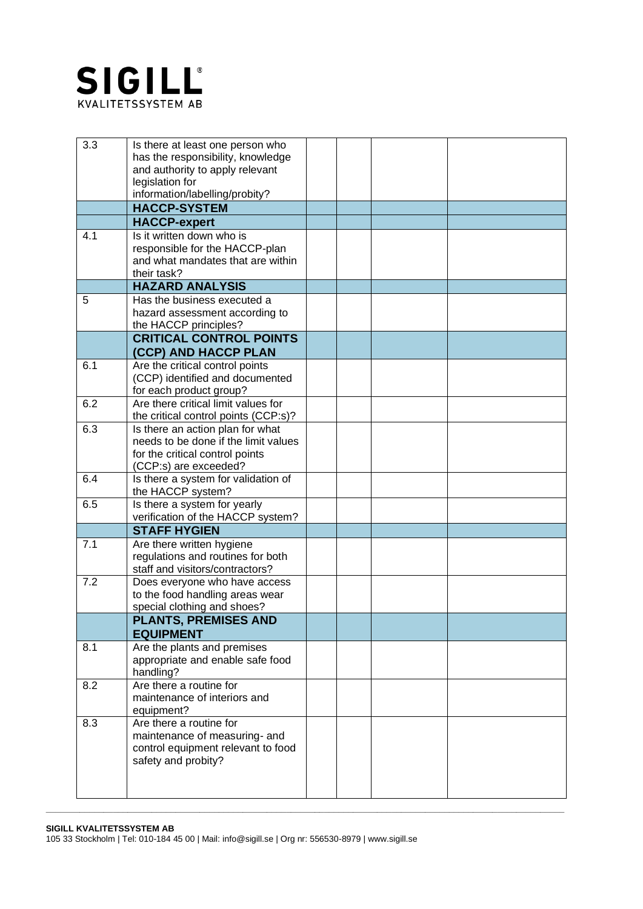| | | | | | |
|---|---|---|---|---|---|
| 3.3 | Is there at least one person who has the responsibility, knowledge and authority to apply relevant legislation for information/labelling/probity? | | | | |
| | **HACCP-SYSTEM** | | | | |
| | **HACCP-expert** | | | | |
| 4.1 | Is it written down who is responsible for the HACCP-plan and what mandates that are within their task? | | | | |
| | **HAZARD ANALYSIS** | | | | |
| 5 | Has the business executed a hazard assessment according to the HACCP principles? | | | | |
| | **CRITICAL CONTROL POINTS (CCP) AND HACCP PLAN** | | | | |
| 6.1 | Are the critical control points (CCP) identified and documented for each product group? | | | | |
| 6.2 | Are there critical limit values for the critical control points (CCP:s)? | | | | |
| 6.3 | Is there an action plan for what needs to be done if the limit values for the critical control points (CCP:s) are exceeded? | | | | |
| 6.4 | Is there a system for validation of the HACCP system? | | | | |
| 6.5 | Is there a system for yearly verification of the HACCP system? | | | | |
| | **STAFF HYGIEN** | | | | |
| 7.1 | Are there written hygiene regulations and routines for both staff and visitors/contractors? | | | | |
| 7.2 | Does everyone who have access to the food handling areas wear special clothing and shoes? | | | | |
| | **PLANTS, PREMISES AND EQUIPMENT** | | | | |
| 8.1 | Are the plants and premises appropriate and enable safe food handling? | | | | |
| 8.2 | Are there a routine for maintenance of interiors and equipment? | | | | |
| 8.3 | Are there a routine for maintenance of measuring- and control equipment relevant to food safety and probity? | | | | |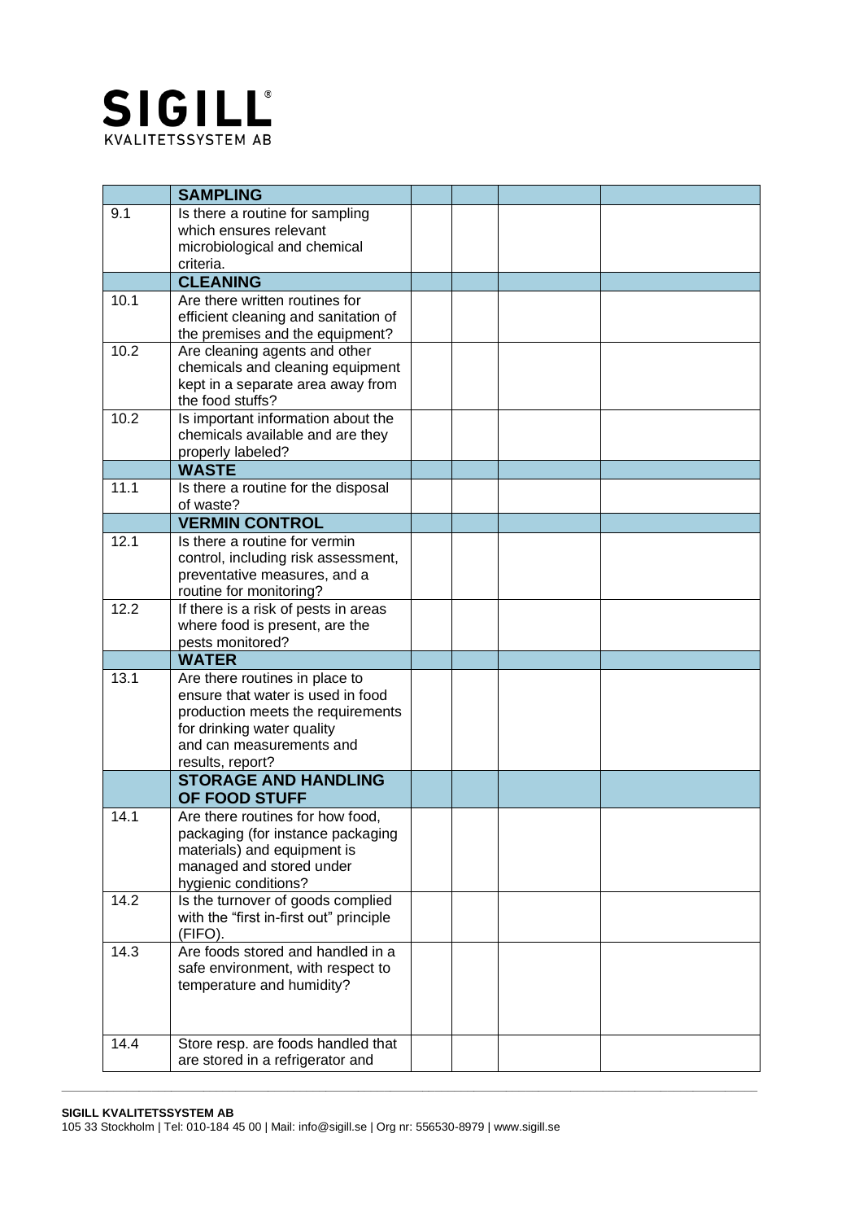| | SAMPLING | | | | |
|---|---|---|---|---|---|
| 9.1 | Is there a routine for sampling which ensures relevant microbiological and chemical criteria. | | | | |
| | **CLEANING** | | | | |
| 10.1 | Are there written routines for efficient cleaning and sanitation of the premises and the equipment? | | | | |
| 10.2 | Are cleaning agents and other chemicals and cleaning equipment kept in a separate area away from the food stuffs? | | | | |
| 10.2 | Is important information about the chemicals available and are they properly labeled? | | | | |
| | **WASTE** | | | | |
| 11.1 | Is there a routine for the disposal of waste? | | | | |
| | **VERMIN CONTROL** | | | | |
| 12.1 | Is there a routine for vermin control, including risk assessment, preventative measures, and a routine for monitoring? | | | | |
| 12.2 | If there is a risk of pests in areas where food is present, are the pests monitored? | | | | |
| | **WATER** | | | | |
| 13.1 | Are there routines in place to ensure that water is used in food production meets the requirements for drinking water quality and can measurements and results, report? | | | | |
| | **STORAGE AND HANDLING OF FOOD STUFF** | | | | |
| 14.1 | Are there routines for how food, packaging (for instance packaging materials) and equipment is managed and stored under hygienic conditions? | | | | |
| 14.2 | Is the turnover of goods complied with the "first in-first out" principle (FIFO). | | | | |
| 14.3 | Are foods stored and handled in a safe environment, with respect to temperature and humidity? | | | | |
| 14.4 | Store resp. are foods handled that are stored in a refrigerator and | | | | |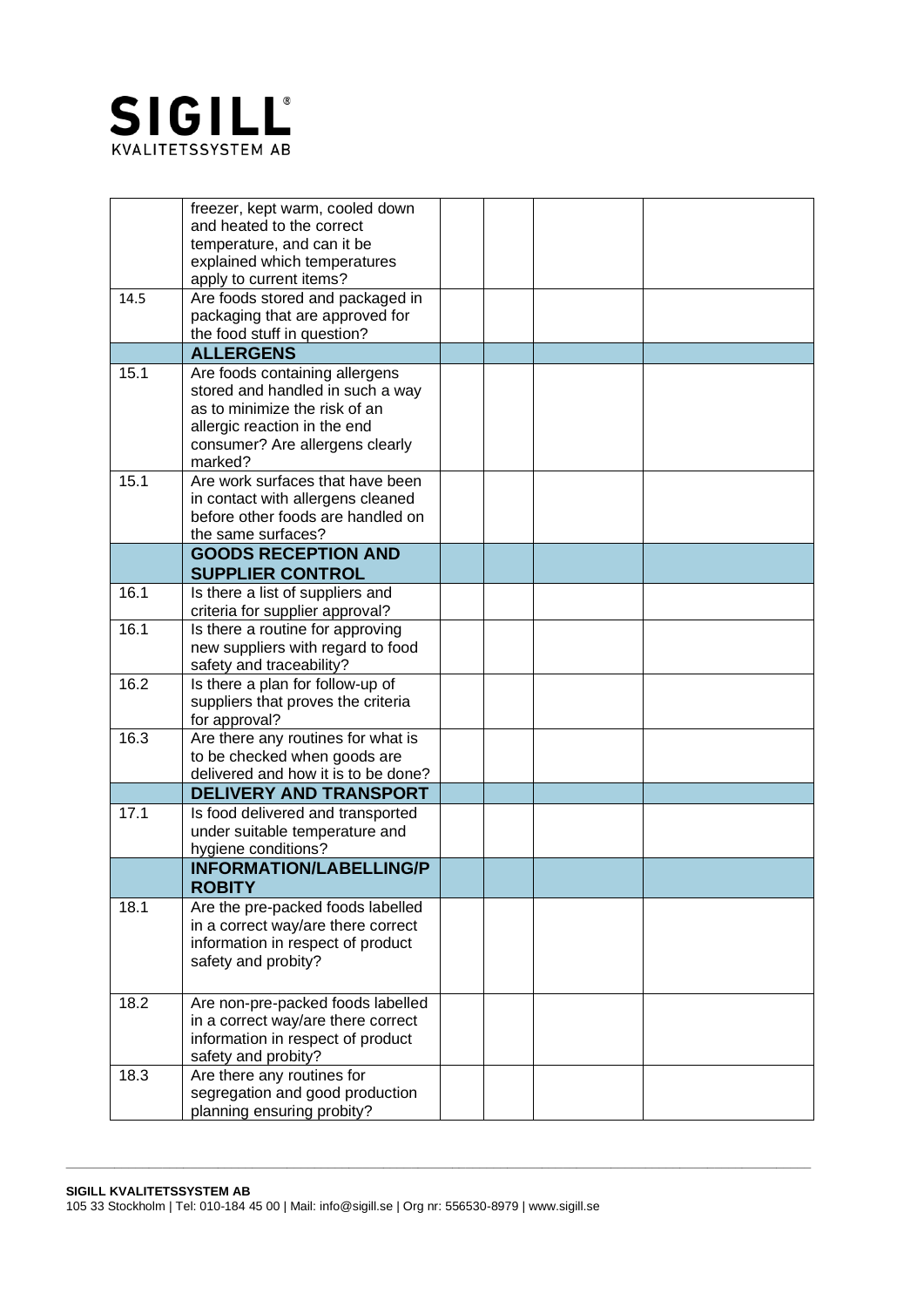| | | | | | |
|---|---|---|---|---|---|
| | freezer, kept warm, cooled down and heated to the correct temperature, and can it be explained which temperatures apply to current items? | | | | |
| 14.5 | Are foods stored and packaged in packaging that are approved for the food stuff in question? | | | | |
| | **ALLERGENS** | | | | |
| 15.1 | Are foods containing allergens stored and handled in such a way as to minimize the risk of an allergic reaction in the end consumer? Are allergens clearly marked? | | | | |
| 15.1 | Are work surfaces that have been in contact with allergens cleaned before other foods are handled on the same surfaces? | | | | |
| | **GOODS RECEPTION AND SUPPLIER CONTROL** | | | | |
| 16.1 | Is there a list of suppliers and criteria for supplier approval? | | | | |
| 16.1 | Is there a routine for approving new suppliers with regard to food safety and traceability? | | | | |
| 16.2 | Is there a plan for follow-up of suppliers that proves the criteria for approval? | | | | |
| 16.3 | Are there any routines for what is to be checked when goods are delivered and how it is to be done? | | | | |
| | **DELIVERY AND TRANSPORT** | | | | |
| 17.1 | Is food delivered and transported under suitable temperature and hygiene conditions? | | | | |
| | **INFORMATION/LABELLING/PROBITY** | | | | |
| 18.1 | Are the pre-packed foods labelled in a correct way/are there correct information in respect of product safety and probity? | | | | |
| 18.2 | Are non-pre-packed foods labelled in a correct way/are there correct information in respect of product safety and probity? | | | | |
| 18.3 | Are there any routines for segregation and good production planning ensuring probity? | | | | |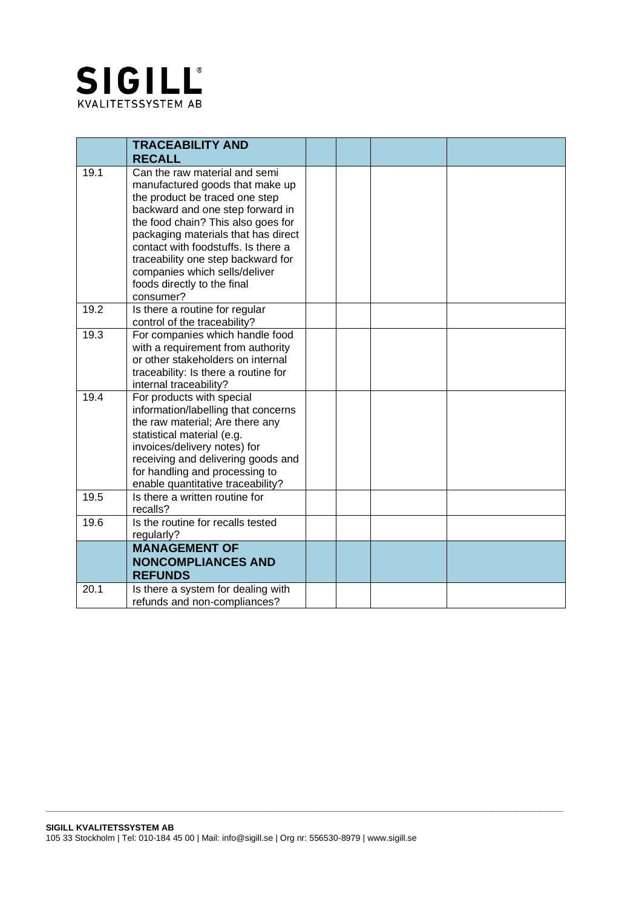| | | | | | |
|---|---|---|---|---|---|
| | **TRACEABILITY AND RECALL** | | | | |
| 19.1 | Can the raw material and semi manufactured goods that make up the product be traced one step backward and one step forward in the food chain? This also goes for packaging materials that has direct contact with foodstuffs. Is there a traceability one step backward for companies which sells/deliver foods directly to the final consumer? | | | | |
| 19.2 | Is there a routine for regular control of the traceability? | | | | |
| 19.3 | For companies which handle food with a requirement from authority or other stakeholders on internal traceability: Is there a routine for internal traceability? | | | | |
| 19.4 | For products with special information/labelling that concerns the raw material; Are there any statistical material (e.g. invoices/delivery notes) for receiving and delivering goods and for handling and processing to enable quantitative traceability? | | | | |
| 19.5 | Is there a written routine for recalls? | | | | |
| 19.6 | Is the routine for recalls tested regularly? | | | | |
| | **MANAGEMENT OF NONCOMPLIANCES AND REFUNDS** | | | | |
| 20.1 | Is there a system for dealing with refunds and non-compliances? | | | | |